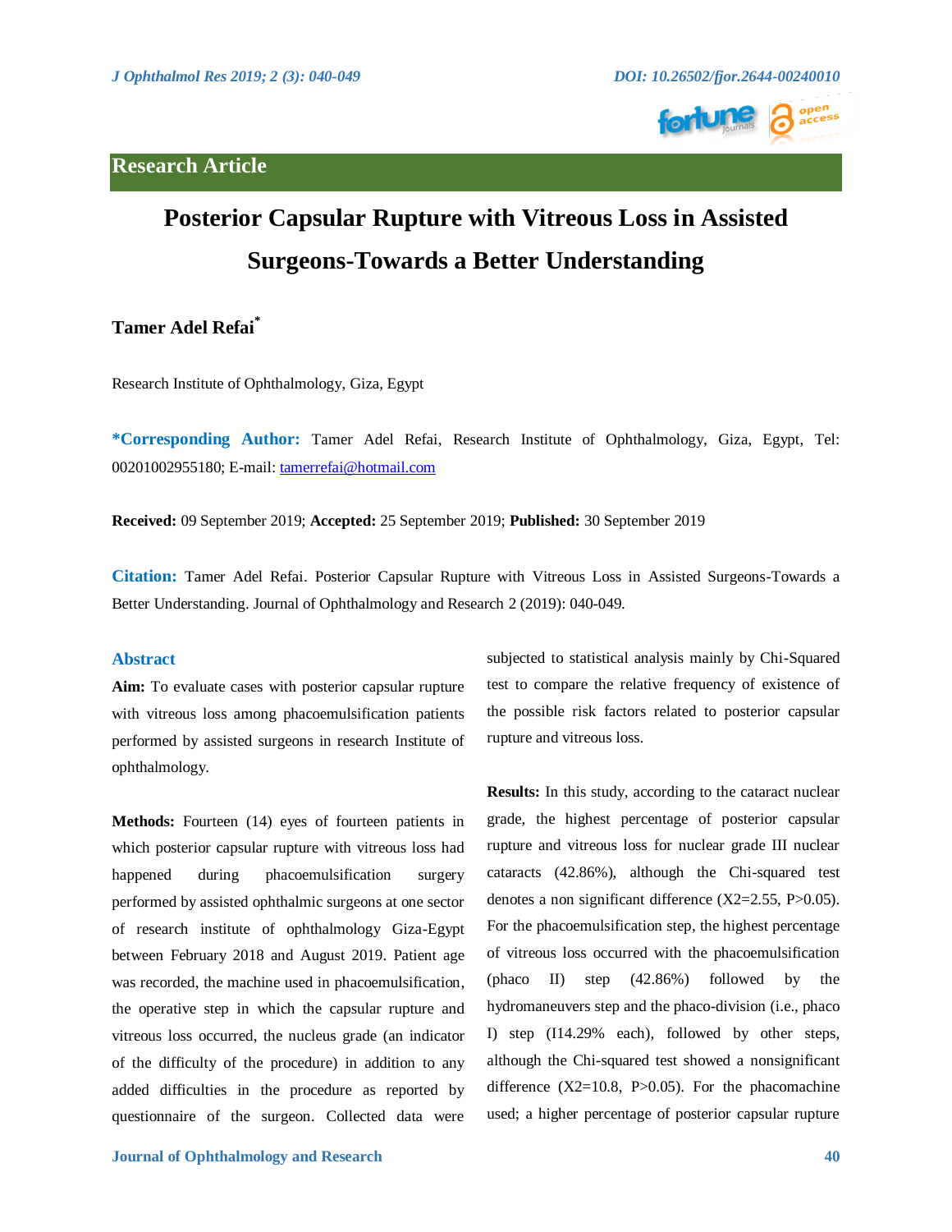## Research Article

# Posterior Capsular Rupture with Vitreous Loss in Assisted Surgeons-Towards a Better Understanding

**Tamer Adel Refai***

Research Institute of Ophthalmology, Giza, Egypt

***Corresponding Author:** Tamer Adel Refai, Research Institute of Ophthalmology, Giza, Egypt, Tel: 00201002955180; E-mail: tamerrefai@hotmail.com

**Received:** 09 September 2019; **Accepted:** 25 September 2019; **Published:** 30 September 2019

**Citation:** Tamer Adel Refai. Posterior Capsular Rupture with Vitreous Loss in Assisted Surgeons-Towards a Better Understanding. Journal of Ophthalmology and Research 2 (2019): 040-049.

## Abstract

**Aim:** To evaluate cases with posterior capsular rupture with vitreous loss among phacoemulsification patients performed by assisted surgeons in research Institute of ophthalmology.

**Methods:** Fourteen (14) eyes of fourteen patients in which posterior capsular rupture with vitreous loss had happened during phacoemulsification surgery performed by assisted ophthalmic surgeons at one sector of research institute of ophthalmology Giza-Egypt between February 2018 and August 2019. Patient age was recorded, the machine used in phacoemulsification, the operative step in which the capsular rupture and vitreous loss occurred, the nucleus grade (an indicator of the difficulty of the procedure) in addition to any added difficulties in the procedure as reported by questionnaire of the surgeon. Collected data were subjected to statistical analysis mainly by Chi-Squared test to compare the relative frequency of existence of the possible risk factors related to posterior capsular rupture and vitreous loss.

**Results:** In this study, according to the cataract nuclear grade, the highest percentage of posterior capsular rupture and vitreous loss for nuclear grade III nuclear cataracts (42.86%), although the Chi-squared test denotes a non significant difference ($X2=2.55$, $P>0.05$). For the phacoemulsification step, the highest percentage of vitreous loss occurred with the phacoemulsification (phaco II) step (42.86%) followed by the hydromaneuvers step and the phaco-division (i.e., phaco I) step (I14.29% each), followed by other steps, although the Chi-squared test showed a nonsignificant difference ($X2=10.8$, $P>0.05$). For the phacomachine used; a higher percentage of posterior capsular rupture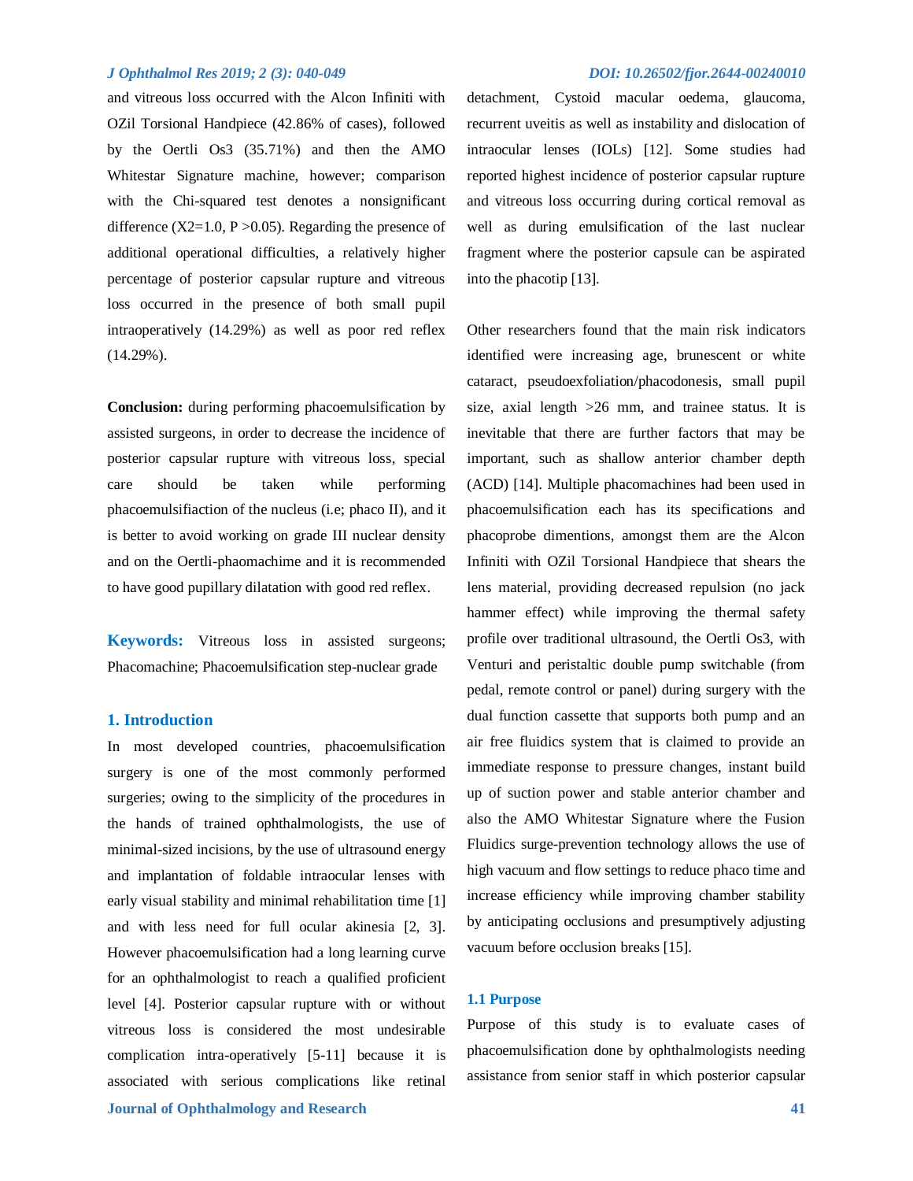and vitreous loss occurred with the Alcon Infiniti with OZil Torsional Handpiece (42.86% of cases), followed by the Oertli Os3 (35.71%) and then the AMO Whitestar Signature machine, however; comparison with the Chi-squared test denotes a nonsignificant difference ($X2=1.0$, $P > 0.05$). Regarding the presence of additional operational difficulties, a relatively higher percentage of posterior capsular rupture and vitreous loss occurred in the presence of both small pupil intraoperatively (14.29%) as well as poor red reflex (14.29%).

**Conclusion:** during performing phacoemulsification by assisted surgeons, in order to decrease the incidence of posterior capsular rupture with vitreous loss, special care should be taken while performing phacoemulsifiaction of the nucleus (i.e; phaco II), and it is better to avoid working on grade III nuclear density and on the Oertli-phaomachime and it is recommended to have good pupillary dilatation with good red reflex.

**Keywords:** Vitreous loss in assisted surgeons; Phacomachine; Phacoemulsification step-nuclear grade

## 1. Introduction

In most developed countries, phacoemulsification surgery is one of the most commonly performed surgeries; owing to the simplicity of the procedures in the hands of trained ophthalmologists, the use of minimal-sized incisions, by the use of ultrasound energy and implantation of foldable intraocular lenses with early visual stability and minimal rehabilitation time [1] and with less need for full ocular akinesia [2, 3]. However phacoemulsification had a long learning curve for an ophthalmologist to reach a qualified proficient level [4]. Posterior capsular rupture with or without vitreous loss is considered the most undesirable complication intra-operatively [5-11] because it is associated with serious complications like retinal detachment, Cystoid macular oedema, glaucoma, recurrent uveitis as well as instability and dislocation of intraocular lenses (IOLs) [12]. Some studies had reported highest incidence of posterior capsular rupture and vitreous loss occurring during cortical removal as well as during emulsification of the last nuclear fragment where the posterior capsule can be aspirated into the phacotip [13].

Other researchers found that the main risk indicators identified were increasing age, brunescent or white cataract, pseudoexfoliation/phacodonesis, small pupil size, axial length >26 mm, and trainee status. It is inevitable that there are further factors that may be important, such as shallow anterior chamber depth (ACD) [14]. Multiple phacomachines had been used in phacoemulsification each has its specifications and phacoprobe dimentions, amongst them are the Alcon Infiniti with OZil Torsional Handpiece that shears the lens material, providing decreased repulsion (no jack hammer effect) while improving the thermal safety profile over traditional ultrasound, the Oertli Os3, with Venturi and peristaltic double pump switchable (from pedal, remote control or panel) during surgery with the dual function cassette that supports both pump and an air free fluidics system that is claimed to provide an immediate response to pressure changes, instant build up of suction power and stable anterior chamber and also the AMO Whitestar Signature where the Fusion Fluidics surge-prevention technology allows the use of high vacuum and flow settings to reduce phaco time and increase efficiency while improving chamber stability by anticipating occlusions and presumptively adjusting vacuum before occlusion breaks [15].

### 1.1 Purpose

Purpose of this study is to evaluate cases of phacoemulsification done by ophthalmologists needing assistance from senior staff in which posterior capsular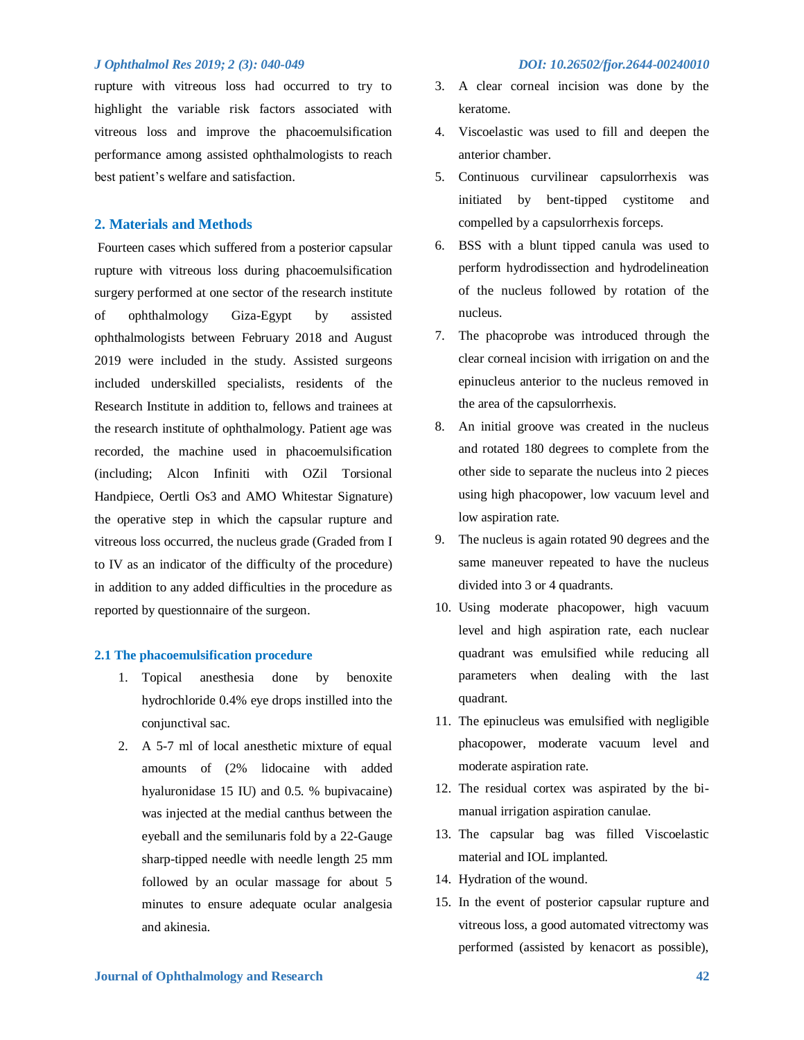rupture with vitreous loss had occurred to try to highlight the variable risk factors associated with vitreous loss and improve the phacoemulsification performance among assisted ophthalmologists to reach best patient's welfare and satisfaction.

## 2. Materials and Methods

Fourteen cases which suffered from a posterior capsular rupture with vitreous loss during phacoemulsification surgery performed at one sector of the research institute of ophthalmology Giza-Egypt by assisted ophthalmologists between February 2018 and August 2019 were included in the study. Assisted surgeons included underskilled specialists, residents of the Research Institute in addition to, fellows and trainees at the research institute of ophthalmology. Patient age was recorded, the machine used in phacoemulsification (including; Alcon Infiniti with OZil Torsional Handpiece, Oertli Os3 and AMO Whitestar Signature) the operative step in which the capsular rupture and vitreous loss occurred, the nucleus grade (Graded from I to IV as an indicator of the difficulty of the procedure) in addition to any added difficulties in the procedure as reported by questionnaire of the surgeon.

### 2.1 The phacoemulsification procedure

1. Topical anesthesia done by benoxite hydrochloride 0.4% eye drops instilled into the conjunctival sac.
2. A 5-7 ml of local anesthetic mixture of equal amounts of (2% lidocaine with added hyaluronidase 15 IU) and 0.5. % bupivacaine) was injected at the medial canthus between the eyeball and the semilunaris fold by a 22-Gauge sharp-tipped needle with needle length 25 mm followed by an ocular massage for about 5 minutes to ensure adequate ocular analgesia and akinesia.
3. A clear corneal incision was done by the keratome.
4. Viscoelastic was used to fill and deepen the anterior chamber.
5. Continuous curvilinear capsulorrhexis was initiated by bent-tipped cystitome and compelled by a capsulorrhexis forceps.
6. BSS with a blunt tipped canula was used to perform hydrodissection and hydrodelineation of the nucleus followed by rotation of the nucleus.
7. The phacoprobe was introduced through the clear corneal incision with irrigation on and the epinucleus anterior to the nucleus removed in the area of the capsulorrhexis.
8. An initial groove was created in the nucleus and rotated 180 degrees to complete from the other side to separate the nucleus into 2 pieces using high phacopower, low vacuum level and low aspiration rate.
9. The nucleus is again rotated 90 degrees and the same maneuver repeated to have the nucleus divided into 3 or 4 quadrants.
10. Using moderate phacopower, high vacuum level and high aspiration rate, each nuclear quadrant was emulsified while reducing all parameters when dealing with the last quadrant.
11. The epinucleus was emulsified with negligible phacopower, moderate vacuum level and moderate aspiration rate.
12. The residual cortex was aspirated by the bi-manual irrigation aspiration canulae.
13. The capsular bag was filled Viscoelastic material and IOL implanted.
14. Hydration of the wound.
15. In the event of posterior capsular rupture and vitreous loss, a good automated vitrectomy was performed (assisted by kenacort as possible),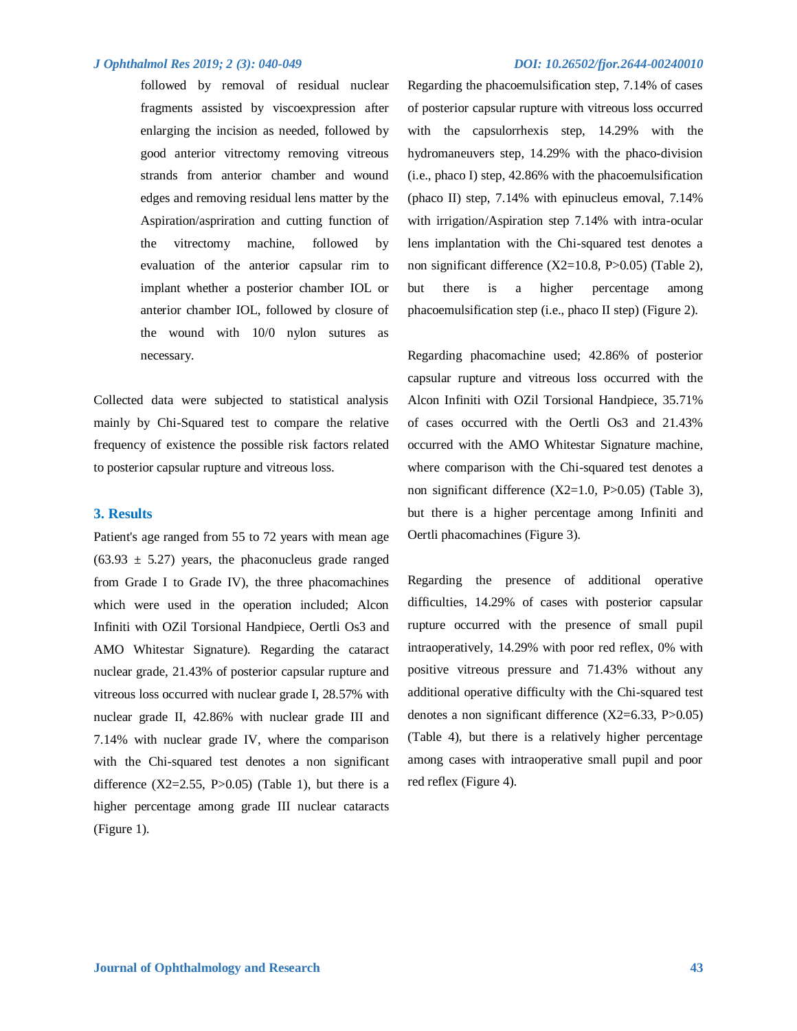followed by removal of residual nuclear fragments assisted by viscoexpression after enlarging the incision as needed, followed by good anterior vitrectomy removing vitreous strands from anterior chamber and wound edges and removing residual lens matter by the Aspiration/aspriration and cutting function of the vitrectomy machine, followed by evaluation of the anterior capsular rim to implant whether a posterior chamber IOL or anterior chamber IOL, followed by closure of the wound with 10/0 nylon sutures as necessary.

Collected data were subjected to statistical analysis mainly by Chi-Squared test to compare the relative frequency of existence the possible risk factors related to posterior capsular rupture and vitreous loss.

## 3. Results

Patient's age ranged from 55 to 72 years with mean age (63.93 ± 5.27) years, the phaconucleus grade ranged from Grade I to Grade IV), the three phacomachines which were used in the operation included; Alcon Infiniti with OZil Torsional Handpiece, Oertli Os3 and AMO Whitestar Signature). Regarding the cataract nuclear grade, 21.43% of posterior capsular rupture and vitreous loss occurred with nuclear grade I, 28.57% with nuclear grade II, 42.86% with nuclear grade III and 7.14% with nuclear grade IV, where the comparison with the Chi-squared test denotes a non significant difference ($X2=2.55$, $P>0.05$) (Table 1), but there is a higher percentage among grade III nuclear cataracts (Figure 1).

Regarding the phacoemulsification step, 7.14% of cases of posterior capsular rupture with vitreous loss occurred with the capsulorrhexis step, 14.29% with the hydromaneuvers step, 14.29% with the phaco-division (i.e., phaco I) step, 42.86% with the phacoemulsification (phaco II) step, 7.14% with epinucleus emoval, 7.14% with irrigation/Aspiration step 7.14% with intra-ocular lens implantation with the Chi-squared test denotes a non significant difference ($X2=10.8$, $P>0.05$) (Table 2), but there is a higher percentage among phacoemulsification step (i.e., phaco II step) (Figure 2).

Regarding phacomachine used; 42.86% of posterior capsular rupture and vitreous loss occurred with the Alcon Infiniti with OZil Torsional Handpiece, 35.71% of cases occurred with the Oertli Os3 and 21.43% occurred with the AMO Whitestar Signature machine, where comparison with the Chi-squared test denotes a non significant difference ($X2=1.0$, $P>0.05$) (Table 3), but there is a higher percentage among Infiniti and Oertli phacomachines (Figure 3).

Regarding the presence of additional operative difficulties, 14.29% of cases with posterior capsular rupture occurred with the presence of small pupil intraoperatively, 14.29% with poor red reflex, 0% with positive vitreous pressure and 71.43% without any additional operative difficulty with the Chi-squared test denotes a non significant difference ($X2=6.33$, $P>0.05$) (Table 4), but there is a relatively higher percentage among cases with intraoperative small pupil and poor red reflex (Figure 4).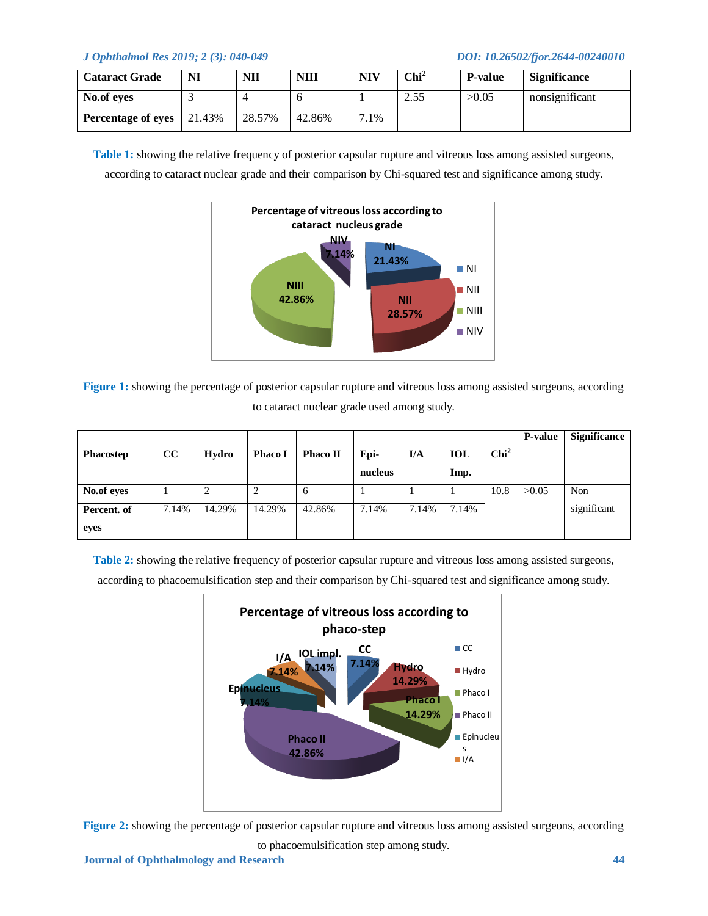| Cataract Grade | NI | NII | NIII | NIV | $Chi^2$ | P-value | Significance |
|---|---|---|---|---|---|---|---|
| No.of eyes | 3 | 4 | 6 | 1 | 2.55 | >0.05 | nonsignificant |
| Percentage of eyes | 21.43% | 28.57% | 42.86% | 7.1% | | | |

**Table 1:** showing the relative frequency of posterior capsular rupture and vitreous loss among assisted surgeons, according to cataract nuclear grade and their comparison by Chi-squared test and significance among study.

**Figure 1:** showing the percentage of posterior capsular rupture and vitreous loss among assisted surgeons, according to cataract nuclear grade used among study.

| Phacostep | CC | Hydro | Phaco I | Phaco II | Epi-nucleus | I/A | IOL Imp. | $Chi^2$ | P-value | Significance |
|---|---|---|---|---|---|---|---|---|---|---|
| No.of eyes | 1 | 2 | 2 | 6 | 1 | 1 | 1 | 10.8 | >0.05 | Non significant |
| Percent. of eyes | 7.14% | 14.29% | 14.29% | 42.86% | 7.14% | 7.14% | 7.14% | | | |

**Table 2:** showing the relative frequency of posterior capsular rupture and vitreous loss among assisted surgeons, according to phacoemulsification step and their comparison by Chi-squared test and significance among study.

**Figure 2:** showing the percentage of posterior capsular rupture and vitreous loss among assisted surgeons, according to phacoemulsification step among study.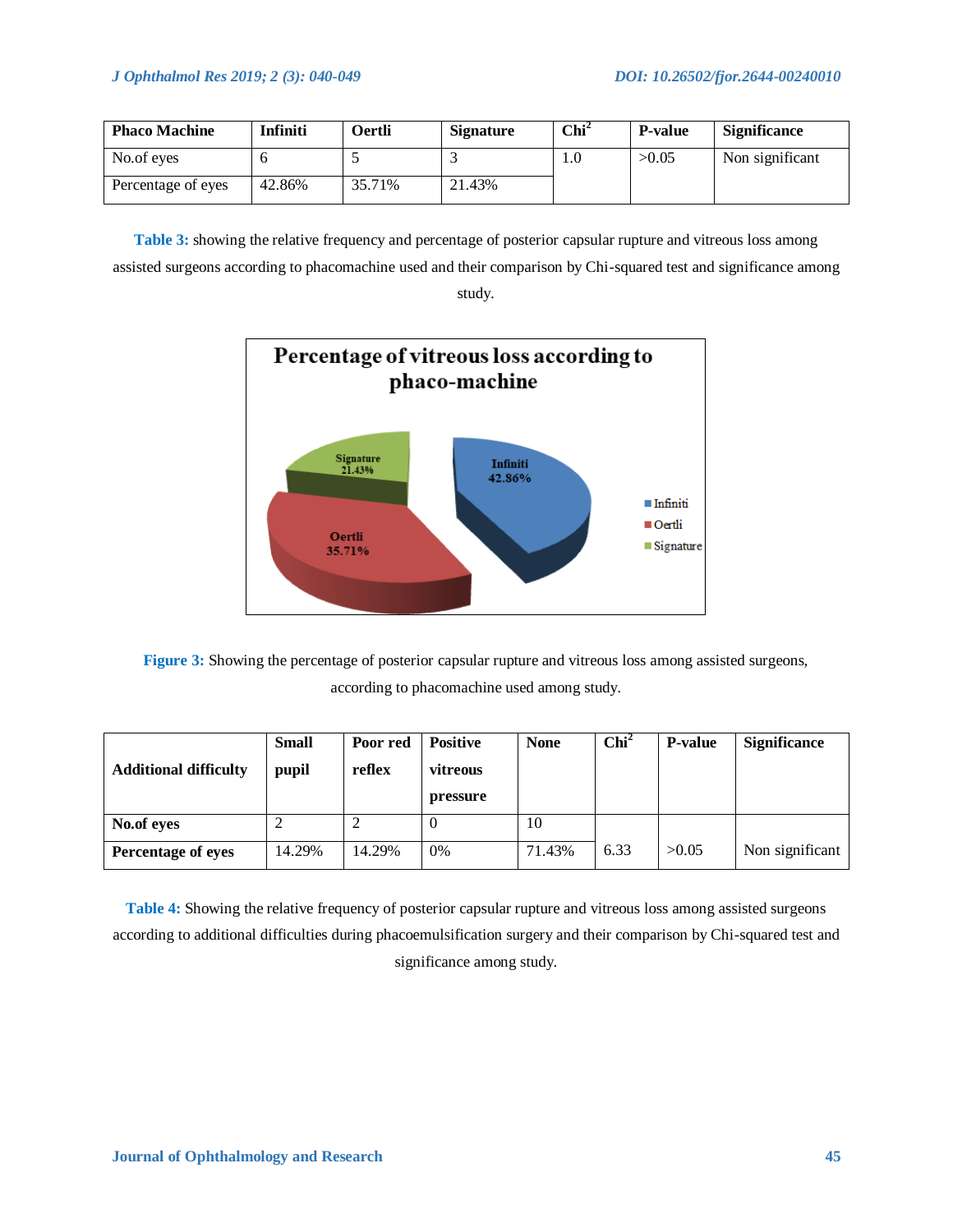| Phaco Machine | Infiniti | Oertli | Signature | Chi$^2$ | P-value | Significance |
|---|---|---|---|---|---|---|
| No.of eyes | 6 | 5 | 3 | 1.0 | >0.05 | Non significant |
| Percentage of eyes | 42.86% | 35.71% | 21.43% | | | |

**Table 3:** showing the relative frequency and percentage of posterior capsular rupture and vitreous loss among assisted surgeons according to phacomachine used and their comparison by Chi-squared test and significance among study.

**Figure 3:** Showing the percentage of posterior capsular rupture and vitreous loss among assisted surgeons, according to phacomachine used among study.

| Additional difficulty | Small pupil | Poor red reflex | Positive vitreous pressure | None | Chi$^2$ | P-value | Significance |
|---|---|---|---|---|---|---|---|
| **No.of eyes** | 2 | 2 | 0 | 10 | 6.33 | >0.05 | Non significant |
| **Percentage of eyes** | 14.29% | 14.29% | 0% | 71.43% | | | |

**Table 4:** Showing the relative frequency of posterior capsular rupture and vitreous loss among assisted surgeons according to additional difficulties during phacoemulsification surgery and their comparison by Chi-squared test and significance among study.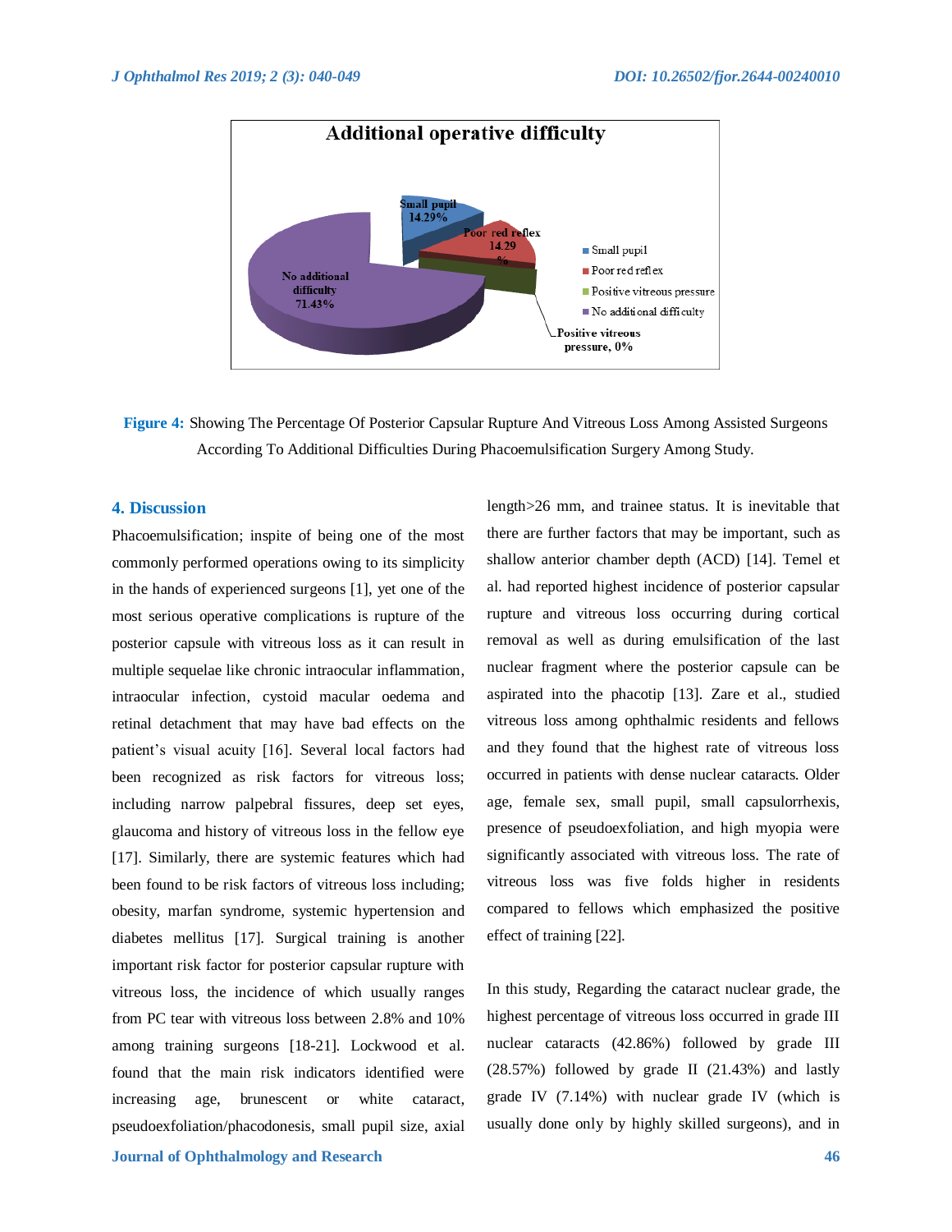Additional operative difficulty

Small pupil 14.29%

Poor red reflex 14.29 %

Positive vitreous pressure, 0%

No additional difficulty 71.43%

- Small pupil
- Poor red reflex
- Positive vitreous pressure
- No additional difficulty

**Figure 4:** Showing The Percentage Of Posterior Capsular Rupture And Vitreous Loss Among Assisted Surgeons According To Additional Difficulties During Phacoemulsification Surgery Among Study.

## 4. Discussion

Phacoemulsification; inspite of being one of the most commonly performed operations owing to its simplicity in the hands of experienced surgeons [1], yet one of the most serious operative complications is rupture of the posterior capsule with vitreous loss as it can result in multiple sequelae like chronic intraocular inflammation, intraocular infection, cystoid macular oedema and retinal detachment that may have bad effects on the patient's visual acuity [16]. Several local factors had been recognized as risk factors for vitreous loss; including narrow palpebral fissures, deep set eyes, glaucoma and history of vitreous loss in the fellow eye [17]. Similarly, there are systemic features which had been found to be risk factors of vitreous loss including; obesity, marfan syndrome, systemic hypertension and diabetes mellitus [17]. Surgical training is another important risk factor for posterior capsular rupture with vitreous loss, the incidence of which usually ranges from PC tear with vitreous loss between 2.8% and 10% among training surgeons [18-21]. Lockwood et al. found that the main risk indicators identified were increasing age, brunescent or white cataract, pseudoexfoliation/phacodonesis, small pupil size, axial length>26 mm, and trainee status. It is inevitable that there are further factors that may be important, such as shallow anterior chamber depth (ACD) [14]. Temel et al. had reported highest incidence of posterior capsular rupture and vitreous loss occurring during cortical removal as well as during emulsification of the last nuclear fragment where the posterior capsule can be aspirated into the phacotip [13]. Zare et al., studied vitreous loss among ophthalmic residents and fellows and they found that the highest rate of vitreous loss occurred in patients with dense nuclear cataracts. Older age, female sex, small pupil, small capsulorrhexis, presence of pseudoexfoliation, and high myopia were significantly associated with vitreous loss. The rate of vitreous loss was five folds higher in residents compared to fellows which emphasized the positive effect of training [22].

In this study, Regarding the cataract nuclear grade, the highest percentage of vitreous loss occurred in grade III nuclear cataracts (42.86%) followed by grade III (28.57%) followed by grade II (21.43%) and lastly grade IV (7.14%) with nuclear grade IV (which is usually done only by highly skilled surgeons), and in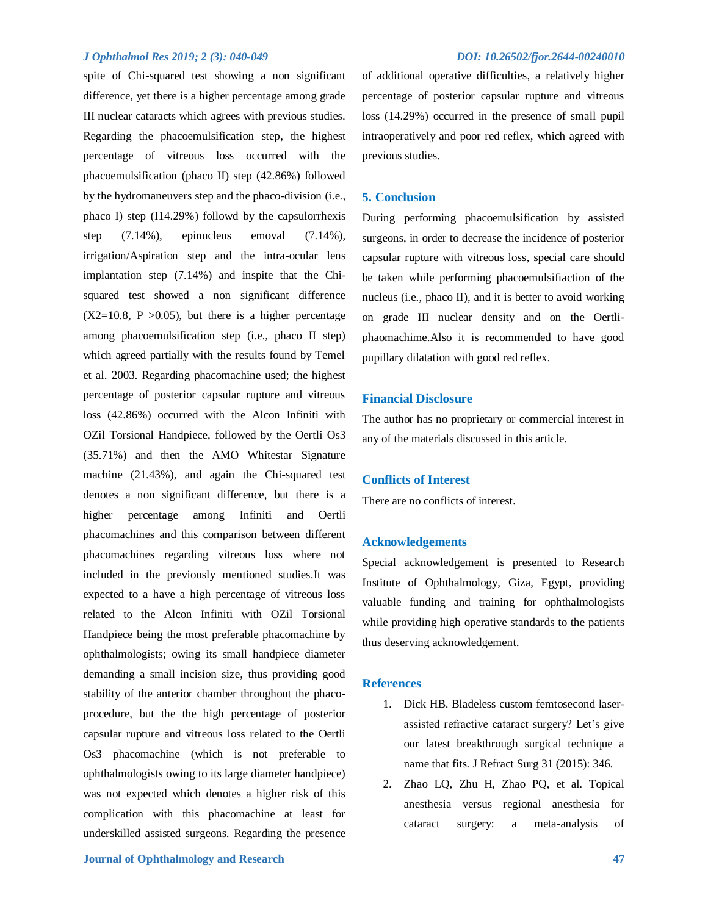spite of Chi-squared test showing a non significant difference, yet there is a higher percentage among grade III nuclear cataracts which agrees with previous studies. Regarding the phacoemulsification step, the highest percentage of vitreous loss occurred with the phacoemulsification (phaco II) step (42.86%) followed by the hydromaneuvers step and the phaco-division (i.e., phaco I) step (I14.29%) followd by the capsulorrhexis step (7.14%), epinucleus emoval (7.14%), irrigation/Aspiration step and the intra-ocular lens implantation step (7.14%) and inspite that the Chi-squared test showed a non significant difference (X2=10.8, P >0.05), but there is a higher percentage among phacoemulsification step (i.e., phaco II step) which agreed partially with the results found by Temel et al. 2003. Regarding phacomachine used; the highest percentage of posterior capsular rupture and vitreous loss (42.86%) occurred with the Alcon Infiniti with OZil Torsional Handpiece, followed by the Oertli Os3 (35.71%) and then the AMO Whitestar Signature machine (21.43%), and again the Chi-squared test denotes a non significant difference, but there is a higher percentage among Infiniti and Oertli phacomachines and this comparison between different phacomachines regarding vitreous loss where not included in the previously mentioned studies.It was expected to a have a high percentage of vitreous loss related to the Alcon Infiniti with OZil Torsional Handpiece being the most preferable phacomachine by ophthalmologists; owing its small handpiece diameter demanding a small incision size, thus providing good stability of the anterior chamber throughout the phaco-procedure, but the the high percentage of posterior capsular rupture and vitreous loss related to the Oertli Os3 phacomachine (which is not preferable to ophthalmologists owing to its large diameter handpiece) was not expected which denotes a higher risk of this complication with this phacomachine at least for underskilled assisted surgeons. Regarding the presence of additional operative difficulties, a relatively higher percentage of posterior capsular rupture and vitreous loss (14.29%) occurred in the presence of small pupil intraoperatively and poor red reflex, which agreed with previous studies.

## 5. Conclusion

During performing phacoemulsification by assisted surgeons, in order to decrease the incidence of posterior capsular rupture with vitreous loss, special care should be taken while performing phacoemulsifiaction of the nucleus (i.e., phaco II), and it is better to avoid working on grade III nuclear density and on the Oertli-phaomachime.Also it is recommended to have good pupillary dilatation with good red reflex.

## Financial Disclosure

The author has no proprietary or commercial interest in any of the materials discussed in this article.

## Conflicts of Interest

There are no conflicts of interest.

## Acknowledgements

Special acknowledgement is presented to Research Institute of Ophthalmology, Giza, Egypt, providing valuable funding and training for ophthalmologists while providing high operative standards to the patients thus deserving acknowledgement.

## References

1. Dick HB. Bladeless custom femtosecond laser-assisted refractive cataract surgery? Let's give our latest breakthrough surgical technique a name that fits. J Refract Surg 31 (2015): 346.
2. Zhao LQ, Zhu H, Zhao PQ, et al. Topical anesthesia versus regional anesthesia for cataract surgery: a meta-analysis of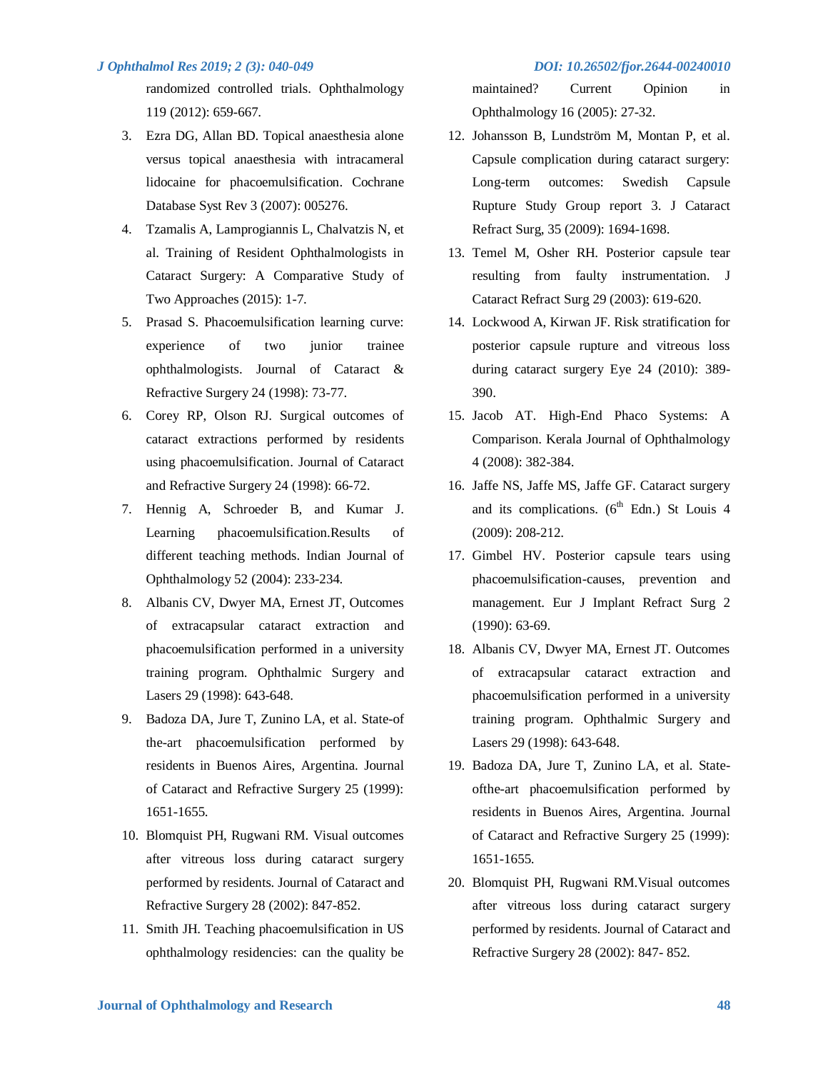randomized controlled trials. Ophthalmology 119 (2012): 659-667.

3. Ezra DG, Allan BD. Topical anaesthesia alone versus topical anaesthesia with intracameral lidocaine for phacoemulsification. Cochrane Database Syst Rev 3 (2007): 005276.
4. Tzamalis A, Lamprogiannis L, Chalvatzis N, et al. Training of Resident Ophthalmologists in Cataract Surgery: A Comparative Study of Two Approaches (2015): 1-7.
5. Prasad S. Phacoemulsification learning curve: experience of two junior trainee ophthalmologists. Journal of Cataract & Refractive Surgery 24 (1998): 73-77.
6. Corey RP, Olson RJ. Surgical outcomes of cataract extractions performed by residents using phacoemulsification. Journal of Cataract and Refractive Surgery 24 (1998): 66-72.
7. Hennig A, Schroeder B, and Kumar J. Learning phacoemulsification.Results of different teaching methods. Indian Journal of Ophthalmology 52 (2004): 233-234.
8. Albanis CV, Dwyer MA, Ernest JT, Outcomes of extracapsular cataract extraction and phacoemulsification performed in a university training program. Ophthalmic Surgery and Lasers 29 (1998): 643-648.
9. Badoza DA, Jure T, Zunino LA, et al. State-of the-art phacoemulsification performed by residents in Buenos Aires, Argentina. Journal of Cataract and Refractive Surgery 25 (1999): 1651-1655.
10. Blomquist PH, Rugwani RM. Visual outcomes after vitreous loss during cataract surgery performed by residents. Journal of Cataract and Refractive Surgery 28 (2002): 847-852.
11. Smith JH. Teaching phacoemulsification in US ophthalmology residencies: can the quality be maintained? Current Opinion in Ophthalmology 16 (2005): 27-32.
12. Johansson B, Lundström M, Montan P, et al. Capsule complication during cataract surgery: Long-term outcomes: Swedish Capsule Rupture Study Group report 3. J Cataract Refract Surg, 35 (2009): 1694-1698.
13. Temel M, Osher RH. Posterior capsule tear resulting from faulty instrumentation. J Cataract Refract Surg 29 (2003): 619-620.
14. Lockwood A, Kirwan JF. Risk stratification for posterior capsule rupture and vitreous loss during cataract surgery Eye 24 (2010): 389-390.
15. Jacob AT. High-End Phaco Systems: A Comparison. Kerala Journal of Ophthalmology 4 (2008): 382-384.
16. Jaffe NS, Jaffe MS, Jaffe GF. Cataract surgery and its complications. (6th Edn.) St Louis 4 (2009): 208-212.
17. Gimbel HV. Posterior capsule tears using phacoemulsification-causes, prevention and management. Eur J Implant Refract Surg 2 (1990): 63-69.
18. Albanis CV, Dwyer MA, Ernest JT. Outcomes of extracapsular cataract extraction and phacoemulsification performed in a university training program. Ophthalmic Surgery and Lasers 29 (1998): 643-648.
19. Badoza DA, Jure T, Zunino LA, et al. State-ofthe-art phacoemulsification performed by residents in Buenos Aires, Argentina. Journal of Cataract and Refractive Surgery 25 (1999): 1651-1655.
20. Blomquist PH, Rugwani RM.Visual outcomes after vitreous loss during cataract surgery performed by residents. Journal of Cataract and Refractive Surgery 28 (2002): 847- 852.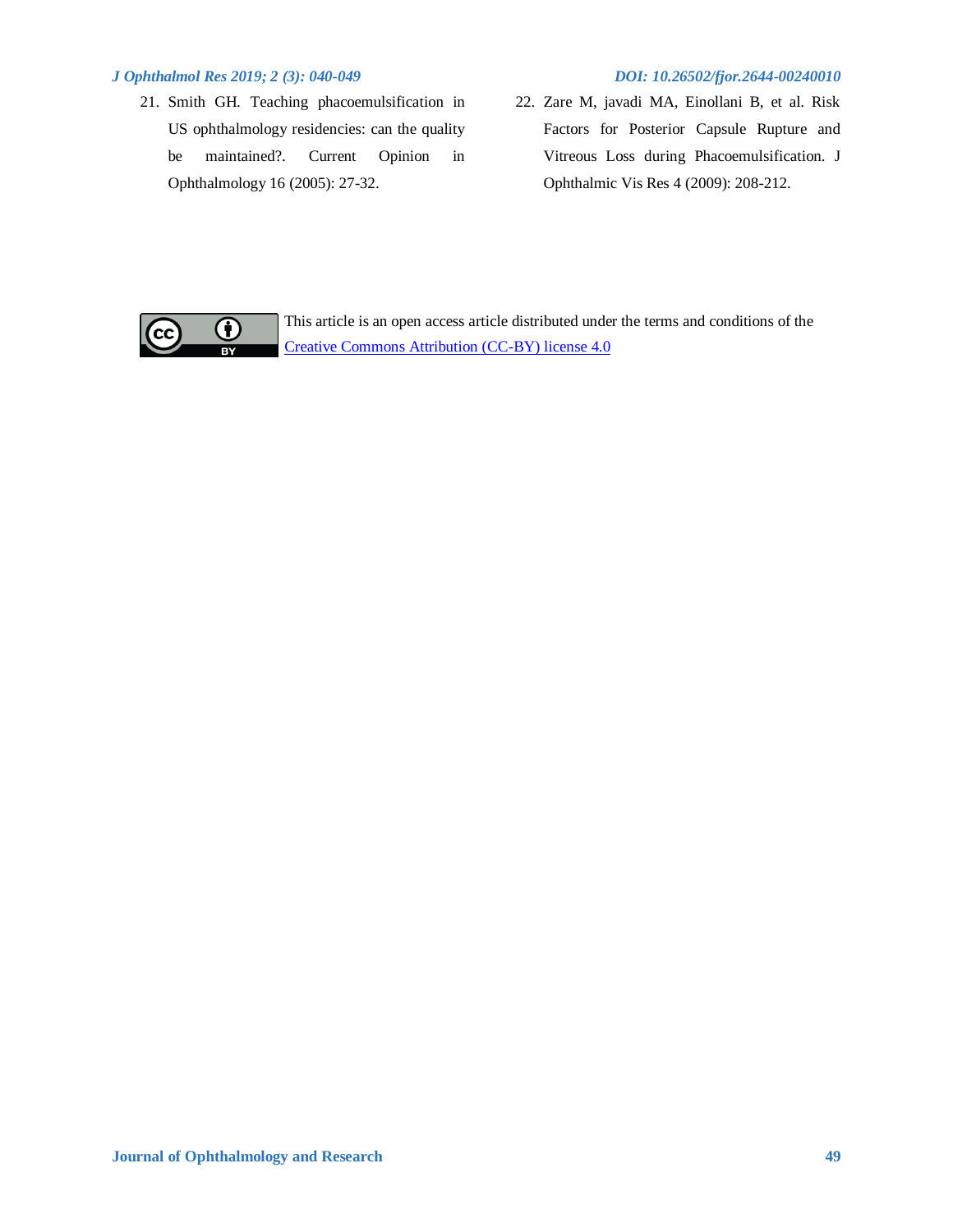21. Smith GH. Teaching phacoemulsification in US ophthalmology residencies: can the quality be maintained?. Current Opinion in Ophthalmology 16 (2005): 27-32.
22. Zare M, javadi MA, Einollani B, et al. Risk Factors for Posterior Capsule Rupture and Vitreous Loss during Phacoemulsification. J Ophthalmic Vis Res 4 (2009): 208-212.

This article is an open access article distributed under the terms and conditions of the [Creative Commons Attribution (CC-BY) license 4.0](https://creativecommons.org/licenses/by/4.0/)